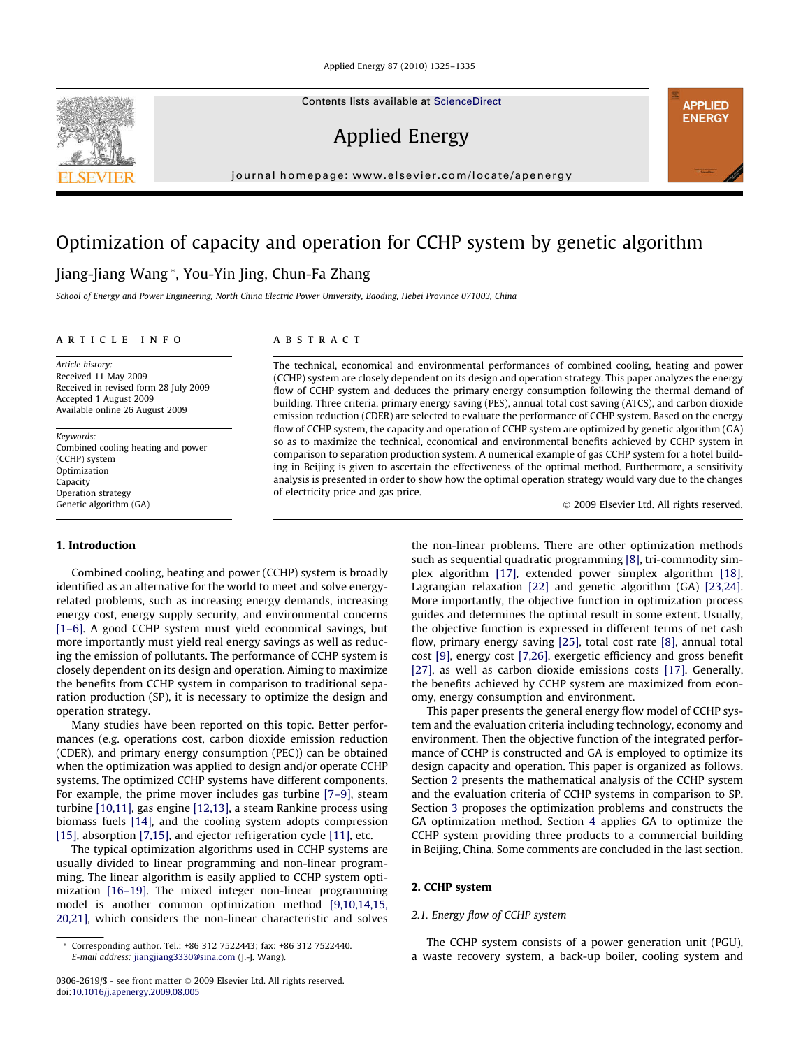Contents lists available at ScienceDirect

# Applied Energy

journal homepage: www.elsevier.com/locate/apenergy

# Optimization of capacity and operation for CCHP system by genetic algorithm

Jiang-Jiang Wang *, You-Yin Jing, Chun-Fa Zhang

*School of Energy and Power Engineering, North China Electric Power University, Baoding, Hebei Province 071003, China*

## ARTICLE INFO

*Article history:*
Received 11 May 2009
Received in revised form 28 July 2009
Accepted 1 August 2009
Available online 26 August 2009

*Keywords:*
Combined cooling heating and power (CCHP) system
Optimization
Capacity
Operation strategy
Genetic algorithm (GA)

## ABSTRACT

The technical, economical and environmental performances of combined cooling, heating and power (CCHP) system are closely dependent on its design and operation strategy. This paper analyzes the energy flow of CCHP system and deduces the primary energy consumption following the thermal demand of building. Three criteria, primary energy saving (PES), annual total cost saving (ATCS), and carbon dioxide emission reduction (CDER) are selected to evaluate the performance of CCHP system. Based on the energy flow of CCHP system, the capacity and operation of CCHP system are optimized by genetic algorithm (GA) so as to maximize the technical, economical and environmental benefits achieved by CCHP system in comparison to separation production system. A numerical example of gas CCHP system for a hotel building in Beijing is given to ascertain the effectiveness of the optimal method. Furthermore, a sensitivity analysis is presented in order to show how the optimal operation strategy would vary due to the changes of electricity price and gas price.

© 2009 Elsevier Ltd. All rights reserved.

## 1. Introduction

Combined cooling, heating and power (CCHP) system is broadly identified as an alternative for the world to meet and solve energy-related problems, such as increasing energy demands, increasing energy cost, energy supply security, and environmental concerns [1–6]. A good CCHP system must yield economical savings, but more importantly must yield real energy savings as well as reducing the emission of pollutants. The performance of CCHP system is closely dependent on its design and operation. Aiming to maximize the benefits from CCHP system in comparison to traditional separation production (SP), it is necessary to optimize the design and operation strategy.

Many studies have been reported on this topic. Better performances (e.g. operations cost, carbon dioxide emission reduction (CDER), and primary energy consumption (PEC)) can be obtained when the optimization was applied to design and/or operate CCHP systems. The optimized CCHP systems have different components. For example, the prime mover includes gas turbine [7–9], steam turbine [10,11], gas engine [12,13], a steam Rankine process using biomass fuels [14], and the cooling system adopts compression [15], absorption [7,15], and ejector refrigeration cycle [11], etc.

The typical optimization algorithms used in CCHP systems are usually divided to linear programming and non-linear programming. The linear algorithm is easily applied to CCHP system optimization [16–19]. The mixed integer non-linear programming model is another common optimization method [9,10,14,15,20,21], which considers the non-linear characteristic and solves the non-linear problems. There are other optimization methods such as sequential quadratic programming [8], tri-commodity simplex algorithm [17], extended power simplex algorithm [18], Lagrangian relaxation [22] and genetic algorithm (GA) [23,24]. More importantly, the objective function in optimization process guides and determines the optimal result in some extent. Usually, the objective function is expressed in different terms of net cash flow, primary energy saving [25], total cost rate [8], annual total cost [9], energy cost [7,26], exergetic efficiency and gross benefit [27], as well as carbon dioxide emissions costs [17]. Generally, the benefits achieved by CCHP system are maximized from economy, energy consumption and environment.

This paper presents the general energy flow model of CCHP system and the evaluation criteria including technology, economy and environment. Then the objective function of the integrated performance of CCHP is constructed and GA is employed to optimize its design capacity and operation strategy. This paper is organized as follows. Section 2 presents the mathematical analysis of the CCHP system and the evaluation criteria of CCHP systems in comparison to SP. Section 3 proposes the optimization problems and constructs the GA optimization method. Section 4 applies GA to optimize the CCHP system providing three products to a commercial building in Beijing, China. Some comments are concluded in the last section.

## 2. CCHP system

### 2.1. Energy flow of CCHP system

The CCHP system consists of a power generation unit (PGU), a waste recovery system, a back-up boiler, cooling system and

---

* Corresponding author. Tel.: +86 312 7522443; fax: +86 312 7522440.
*E-mail address:* jiangjiang3330@sina.com (J.-J. Wang).

0306-2619/$ - see front matter © 2009 Elsevier Ltd. All rights reserved.
doi:10.1016/j.apenergy.2009.08.005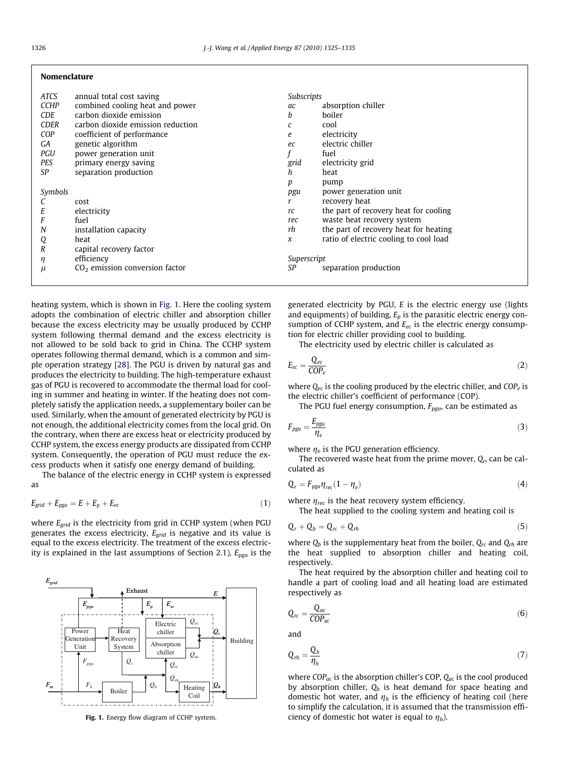## Nomenclature

| | |
|---|---|
| *ATCS* | annual total cost saving |
| *CCHP* | combined cooling heat and power |
| *CDE* | carbon dioxide emission |
| *CDER* | carbon dioxide emission reduction |
| *COP* | coefficient of performance |
| *GA* | genetic algorithm |
| *PGU* | power generation unit |
| *PES* | primary energy saving |
| *SP* | separation production |

*Symbols*

| | |
|---|---|
| $C$ | cost |
| $E$ | electricity |
| $F$ | fuel |
| $N$ | installation capacity |
| $Q$ | heat |
| $R$ | capital recovery factor |
| $\eta$ | efficiency |
| $\mu$ | $CO_2$ emission conversion factor |

*Subscripts*

| | |
|---|---|
| *ac* | absorption chiller |
| *b* | boiler |
| *c* | cool |
| *e* | electricity |
| *ec* | electric chiller |
| *f* | fuel |
| *grid* | electricity grid |
| *h* | heat |
| *p* | pump |
| *pgu* | power generation unit |
| *r* | recovery heat |
| *rc* | the part of recovery heat for cooling |
| *rec* | waste heat recovery system |
| *rh* | the part of recovery heat for heating |
| *x* | ratio of electric cooling to cool load |

*Superscript*

| | |
|---|---|
| *SP* | separation production |

heating system, which is shown in Fig. 1. Here the cooling system adopts the combination of electric chiller and absorption chiller because the excess electricity may be usually produced by CCHP system following thermal demand and the excess electricity is not allowed to be sold back to grid in China. The CCHP system operates following thermal demand, which is a common and simple operation strategy [28]. The PGU is driven by natural gas and produces the electricity to building. The high-temperature exhaust gas of PGU is recovered to accommodate the thermal load for cooling in summer and heating in winter. If the heating does not completely satisfy the application needs, a supplementary boiler can be used. Similarly, when the amount of generated electricity by PGU is not enough, the additional electricity comes from the local grid. On the contrary, when there are excess heat or electricity produced by CCHP system, the excess energy products are dissipated from CCHP system. Consequently, the operation of PGU must reduce the excess products when it satisfy one energy demand of building.

The balance of the electric energy in CCHP system is expressed as

$$E_{grid} + E_{pgu} = E + E_p + E_{ec} \tag{1}$$

where $E_{grid}$ is the electricity from grid in CCHP system (when PGU generates the excess electricity, $E_{grid}$ is negative and its value is equal to the excess electricity. The treatment of the excess electricity is explained in the last assumptions of Section 2.1), $E_{pgu}$ is the generated electricity by PGU, $E$ is the electric energy use (lights and equipments) of building, $E_p$ is the parasitic electric energy consumption of CCHP system, and $E_{ec}$ is the electric energy consumption for electric chiller providing cool to building.

$E_{grid}$
Exhaust
$E$
$E_{pgu}$
$E_p$
$E_{ec}$
Electric chiller
$Q_{ec}$
$Q_c$
Power Generation Unit
Heat Recovery System
Absorption chiller
Building
$Q_{ac}$
$F_{pgu}$
$Q_r$
$Q_{rc}$
$Q_{rh}$
$F_m$
$F_b$
Boiler
$Q_b$
Heating Coil
$Q_h$

Fig. 1. Energy flow diagram of CCHP system.

The electricity used by electric chiller is calculated as

$$E_{ec} = \frac{Q_{ec}}{COP_e} \tag{2}$$

where $Q_{ec}$ is the cooling produced by the electric chiller, and $COP_e$ is the electric chiller's coefficient of performance (COP).

The PGU fuel energy consumption, $F_{pgu}$, can be estimated as

$$F_{pgu} = \frac{E_{pgu}}{\eta_e} \tag{3}$$

where $\eta_e$ is the PGU generation efficiency.

The recovered waste heat from the prime mover, $Q_r$, can be calculated as

$$Q_r = F_{pgu}\eta_{rec}(1 - \eta_e) \tag{4}$$

where $\eta_{rec}$ is the heat recovery system efficiency.

The heat supplied to the cooling system and heating coil is

$$Q_r + Q_b = Q_{rc} + Q_{rh} \tag{5}$$

where $Q_b$ is the supplementary heat from the boiler, $Q_{rc}$ and $Q_{rh}$ are the heat supplied to absorption chiller and heating coil, respectively.

The heat required by the absorption chiller and heating coil to handle a part of cooling load and all heating load are estimated respectively as

$$Q_{rc} = \frac{Q_{ac}}{COP_{ac}} \tag{6}$$

and

$$Q_{rh} = \frac{Q_h}{\eta_h} \tag{7}$$

where $COP_{ac}$ is the absorption chiller's COP, $Q_{ac}$ is the cool produced by absorption chiller, $Q_h$ is heat demand for space heating and domestic hot water, and $\eta_h$ is the efficiency of heating coil (here to simplify the calculation, it is assumed that the transmission efficiency of domestic hot water is equal to $\eta_h$).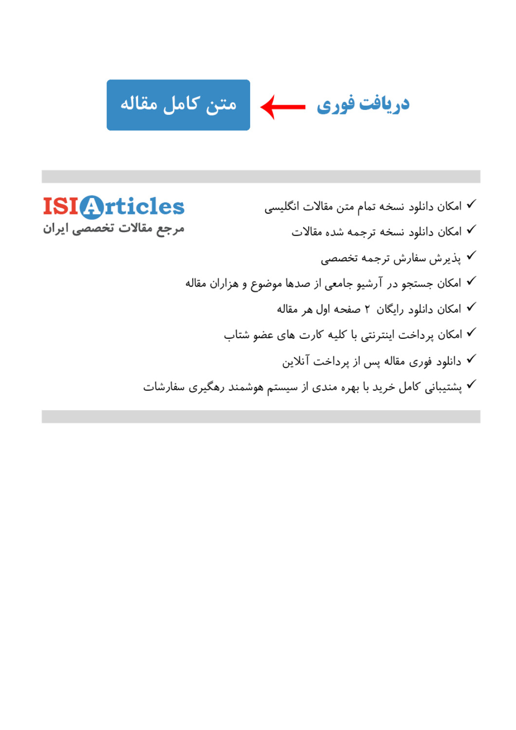دریافت فوری ← **متن کامل مقاله**

**ISIArticles**
مرجع مقالات تخصصی ایران

- ✓ امکان دانلود نسخه تمام متن مقالات انگلیسی
- ✓ امکان دانلود نسخه ترجمه شده مقالات
- ✓ پذیرش سفارش ترجمه تخصصی
- ✓ امکان جستجو در آرشیو جامعی از صدها موضوع و هزاران مقاله
- ✓ امکان دانلود رایگان ۲ صفحه اول هر مقاله
- ✓ امکان پرداخت اینترنتی با کلیه کارت های عضو شتاب
- ✓ دانلود فوری مقاله پس از پرداخت آنلاین
- ✓ پشتیبانی کامل خرید با بهره مندی از سیستم هوشمند رهگیری سفارشات